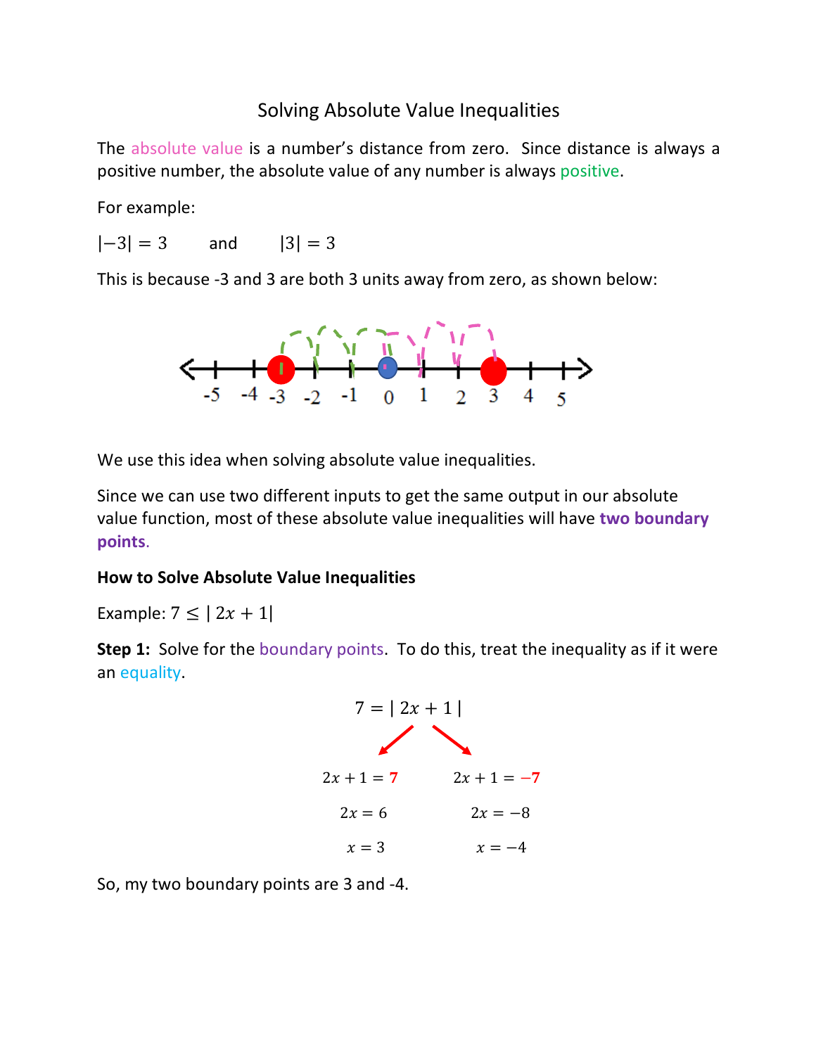# Solving Absolute Value Inequalities

The absolute value is a number's distance from zero. Since distance is always a positive number, the absolute value of any number is always positive.

For example:

$|-3| = 3$ and $|3| = 3$

This is because -3 and 3 are both 3 units away from zero, as shown below:

We use this idea when solving absolute value inequalities.

Since we can use two different inputs to get the same output in our absolute value function, most of these absolute value inequalities will have **two boundary points**.

**How to Solve Absolute Value Inequalities**

Example: $7 \leq |\ 2x + 1|$

**Step 1:** Solve for the boundary points. To do this, treat the inequality as if it were an equality.

$$7 = |\ 2x + 1\ |$$

$$2x + 1 = 7 \qquad\qquad 2x + 1 = -7$$

$$2x = 6 \qquad\qquad 2x = -8$$

$$x = 3 \qquad\qquad x = -4$$

So, my two boundary points are 3 and -4.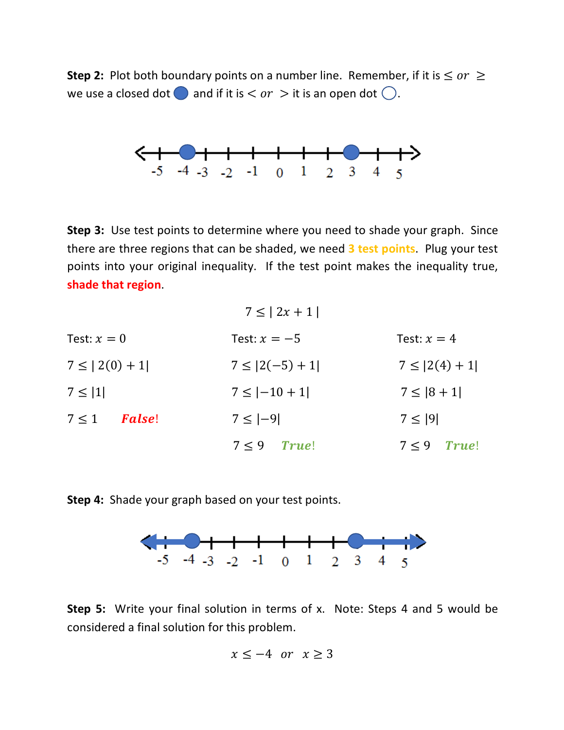**Step 2:** Plot both boundary points on a number line. Remember, if it is $\leq$ *or* $\geq$ we use a closed dot and if it is $<$ *or* $>$ it is an open dot.

-5 -4 -3 -2 -1 0 1 2 3 4 5

**Step 3:** Use test points to determine where you need to shade your graph. Since there are three regions that can be shaded, we need **3 test points**. Plug your test points into your original inequality. If the test point makes the inequality true, **shade that region**.

$$7 \leq |2x + 1|$$

Test: $x = 0$

$7 \leq |2(0) + 1|$

$7 \leq |1|$

$7 \leq 1$ ***False!***

Test: $x = -5$

$7 \leq |2(-5) + 1|$

$7 \leq |-10 + 1|$

$7 \leq |-9|$

$7 \leq 9$ ***True!***

Test: $x = 4$

$7 \leq |2(4) + 1|$

$7 \leq |8 + 1|$

$7 \leq |9|$

$7 \leq 9$ ***True!***

**Step 4:** Shade your graph based on your test points.

-5 -4 -3 -2 -1 0 1 2 3 4 5

**Step 5:** Write your final solution in terms of x. Note: Steps 4 and 5 would be considered a final solution for this problem.

$$x \leq -4 \quad or \quad x \geq 3$$